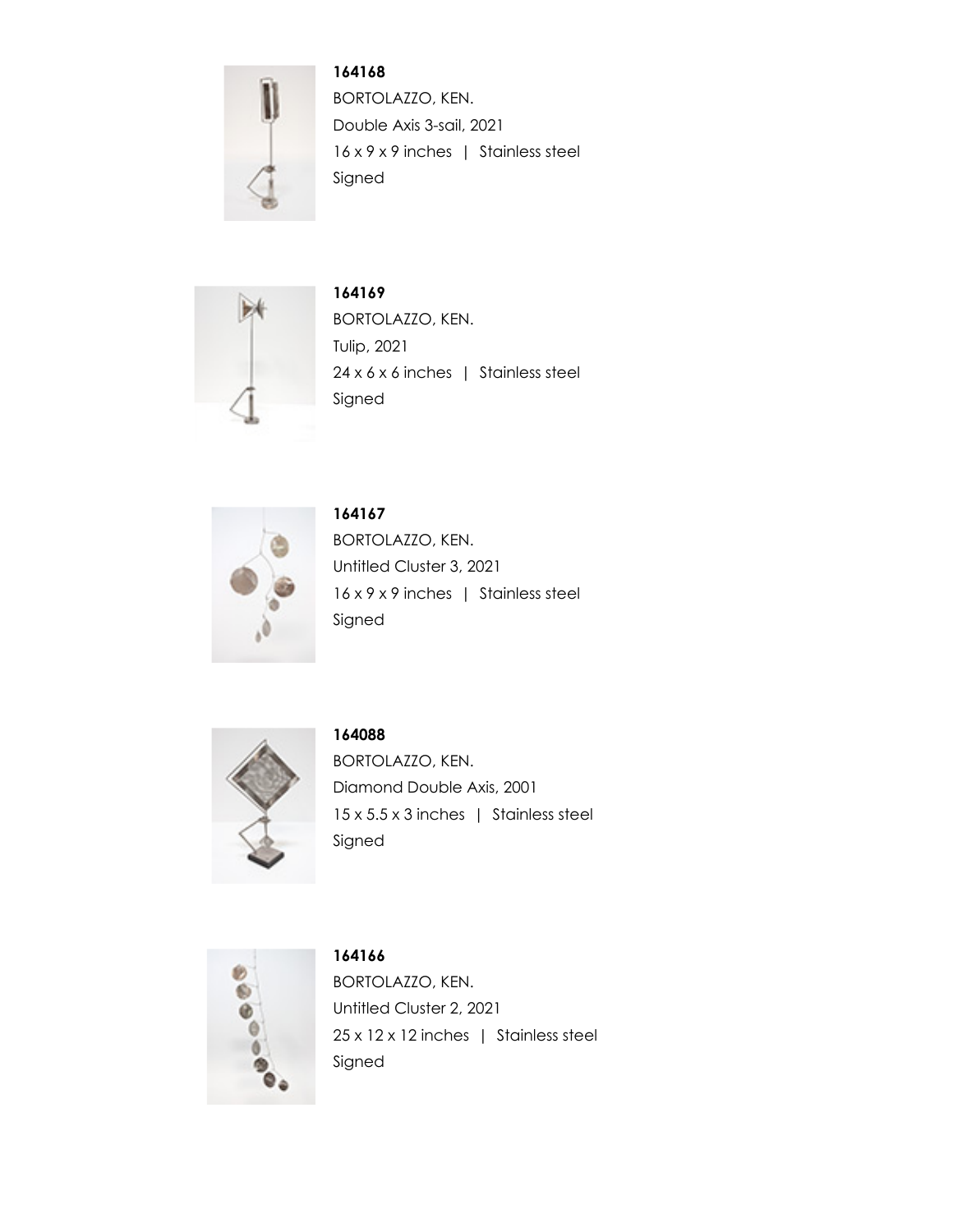**164168**
BORTOLAZZO, KEN.
Double Axis 3-sail, 2021
16 x 9 x 9 inches | Stainless steel
Signed

**164169**
BORTOLAZZO, KEN.
Tulip, 2021
24 x 6 x 6 inches | Stainless steel
Signed

**164167**
BORTOLAZZO, KEN.
Untitled Cluster 3, 2021
16 x 9 x 9 inches | Stainless steel
Signed

**164088**
BORTOLAZZO, KEN.
Diamond Double Axis, 2001
15 x 5.5 x 3 inches | Stainless steel
Signed

**164166**
BORTOLAZZO, KEN.
Untitled Cluster 2, 2021
25 x 12 x 12 inches | Stainless steel
Signed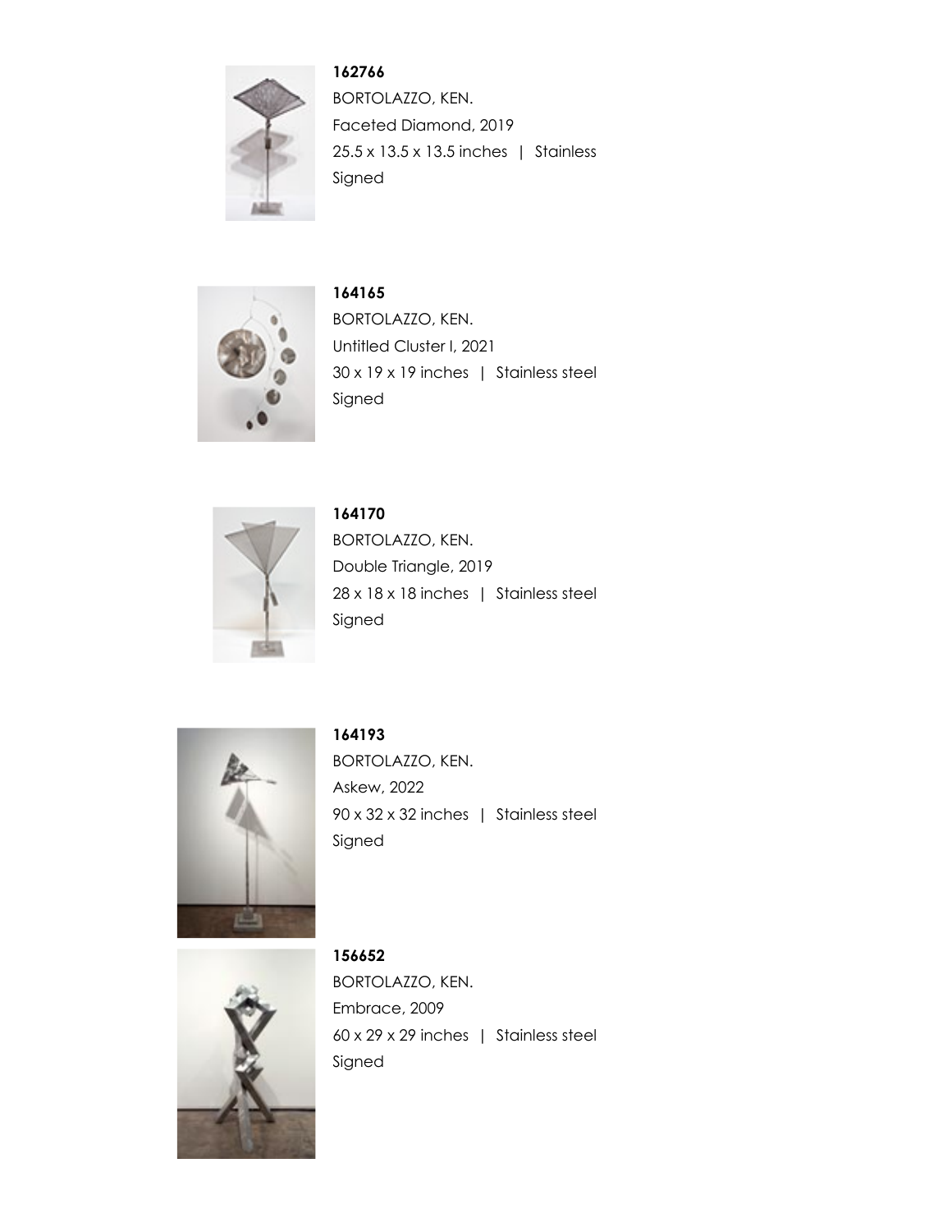**162766**
BORTOLAZZO, KEN.
Faceted Diamond, 2019
25.5 x 13.5 x 13.5 inches | Stainless
Signed

**164165**
BORTOLAZZO, KEN.
Untitled Cluster I, 2021
30 x 19 x 19 inches | Stainless steel
Signed

**164170**
BORTOLAZZO, KEN.
Double Triangle, 2019
28 x 18 x 18 inches | Stainless steel
Signed

**164193**
BORTOLAZZO, KEN.
Askew, 2022
90 x 32 x 32 inches | Stainless steel
Signed

**156652**
BORTOLAZZO, KEN.
Embrace, 2009
60 x 29 x 29 inches | Stainless steel
Signed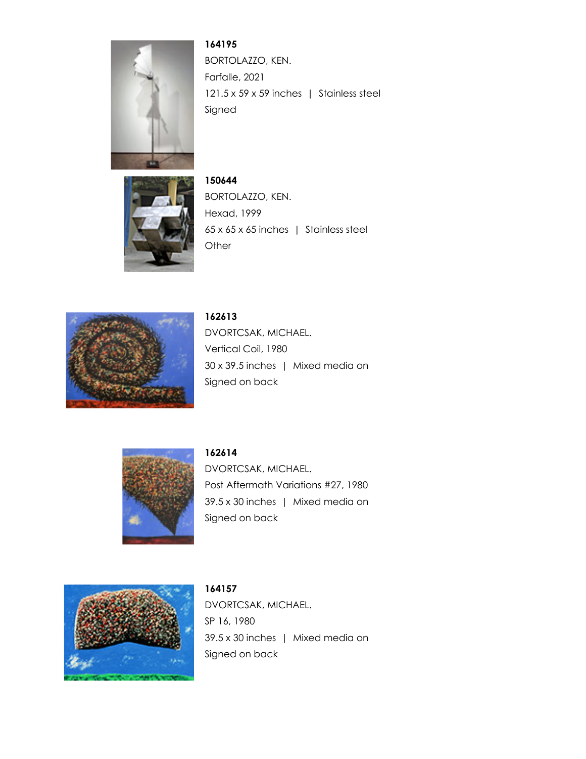**164195**
BORTOLAZZO, KEN.
Farfalle, 2021
121.5 x 59 x 59 inches | Stainless steel
Signed

**150644**
BORTOLAZZO, KEN.
Hexad, 1999
65 x 65 x 65 inches | Stainless steel
Other

**162613**
DVORTCSAK, MICHAEL.
Vertical Coil, 1980
30 x 39.5 inches | Mixed media on
Signed on back

**162614**
DVORTCSAK, MICHAEL.
Post Aftermath Variations #27, 1980
39.5 x 30 inches | Mixed media on
Signed on back

**164157**
DVORTCSAK, MICHAEL.
SP 16, 1980
39.5 x 30 inches | Mixed media on
Signed on back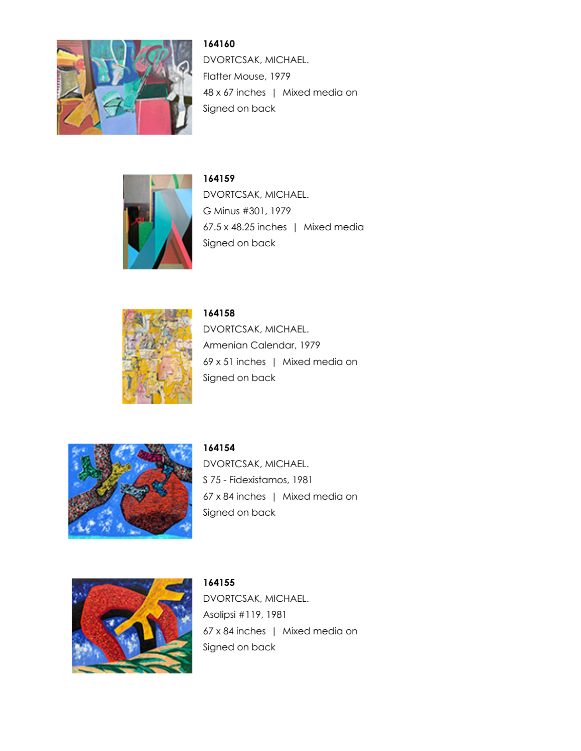**164160**
DVORTCSAK, MICHAEL.
Flatter Mouse, 1979
48 x 67 inches | Mixed media on
Signed on back

**164159**
DVORTCSAK, MICHAEL.
G Minus #301, 1979
67.5 x 48.25 inches | Mixed media
Signed on back

**164158**
DVORTCSAK, MICHAEL.
Armenian Calendar, 1979
69 x 51 inches | Mixed media on
Signed on back

**164154**
DVORTCSAK, MICHAEL.
S 75 - Fidexistamos, 1981
67 x 84 inches | Mixed media on
Signed on back

**164155**
DVORTCSAK, MICHAEL.
Asolipsi #119, 1981
67 x 84 inches | Mixed media on
Signed on back